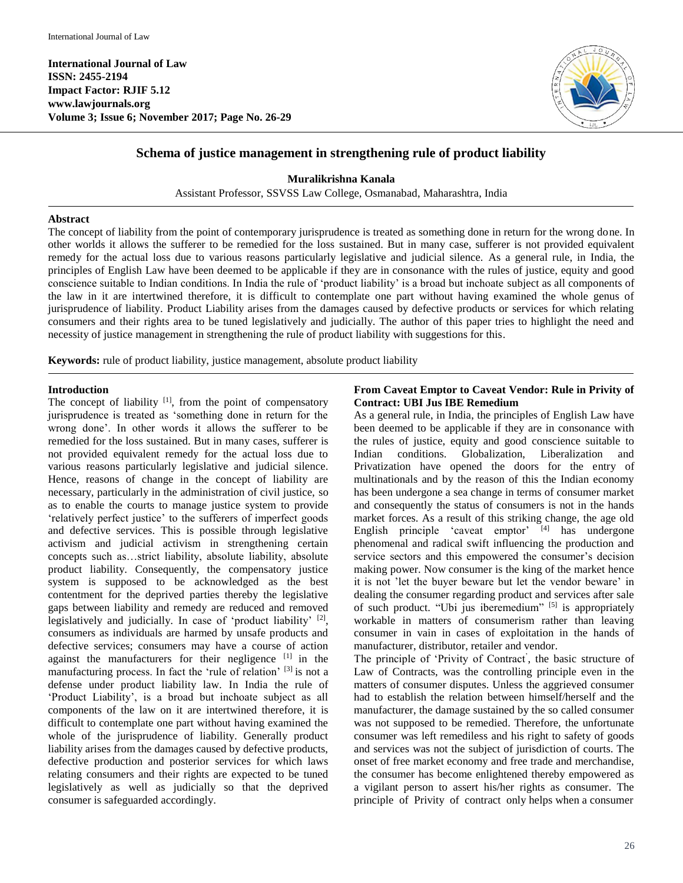International Journal of Law
ISSN: 2455-2194
Impact Factor: RJIF 5.12
www.lawjournals.org

# Schema of justice management in strengthening rule of product liability

**Muralikrishna Kanala**

Assistant Professor, SSVSS Law College, Osmanabad, Maharashtra, India

## Abstract

The concept of liability from the point of contemporary jurisprudence is treated as something done in return for the wrong done. In other worlds it allows the sufferer to be remedied for the loss sustained. But in many case, sufferer is not provided equivalent remedy for the actual loss due to various reasons particularly legislative and judicial silence. As a general rule, in India, the principles of English Law have been deemed to be applicable if they are in consonance with the rules of justice, equity and good conscience suitable to Indian conditions. In India the rule of 'product liability' is a broad but inchoate subject as all components of the law in it are intertwined therefore, it is difficult to contemplate one part without having examined the whole genus of jurisprudence of liability. Product Liability arises from the damages caused by defective products or services for which relating consumers and their rights area to be tuned legislatively and judicially. The author of this paper tries to highlight the need and necessity of justice management in strengthening the rule of product liability with suggestions for this.

**Keywords:** rule of product liability, justice management, absolute product liability

## Introduction

The concept of liability [1], from the point of compensatory jurisprudence is treated as 'something done in return for the wrong done'. In other words it allows the sufferer to be remedied for the loss sustained. But in many cases, sufferer is not provided equivalent remedy for the actual loss due to various reasons particularly legislative and judicial silence. Hence, reasons of change in the concept of liability are necessary, particularly in the administration of civil justice, so as to enable the courts to manage justice system to provide 'relatively perfect justice' to the sufferers of imperfect goods and defective services. This is possible through legislative activism and judicial activism in strengthening certain concepts such as…strict liability, absolute liability, absolute product liability. Consequently, the compensatory justice system is supposed to be acknowledged as the best contentment for the deprived parties thereby the legislative gaps between liability and remedy are reduced and removed legislatively and judicially. In case of 'product liability' [2], consumers as individuals are harmed by unsafe products and defective services; consumers may have a course of action against the manufacturers for their negligence [1] in the manufacturing process. In fact the 'rule of relation' [3] is not a defense under product liability law. In India the rule of 'Product Liability', is a broad but inchoate subject as all components of the law on it are intertwined therefore, it is difficult to contemplate one part without having examined the whole of the jurisprudence of liability. Generally product liability arises from the damages caused by defective products, defective production and posterior services for which laws relating consumers and their rights are expected to be tuned legislatively as well as judicially so that the deprived consumer is safeguarded accordingly.

## From Caveat Emptor to Caveat Vendor: Rule in Privity of Contract: UBI Jus IBE Remedium

As a general rule, in India, the principles of English Law have been deemed to be applicable if they are in consonance with the rules of justice, equity and good conscience suitable to Indian conditions. Globalization, Liberalization and Privatization have opened the doors for the entry of multinationals and by the reason of this the Indian economy has been undergone a sea change in terms of consumer market and consequently the status of consumers is not in the hands market forces. As a result of this striking change, the age old English principle 'caveat emptor' [4] has undergone phenomenal and radical swift influencing the production and service sectors and this empowered the consumer's decision making power. Now consumer is the king of the market hence it is not 'let the buyer beware but let the vendor beware' in dealing the consumer regarding product and services after sale of such product. "Ubi jus iberemedium" [5] is appropriately workable in matters of consumerism rather than leaving consumer in vain in cases of exploitation in the hands of manufacturer, distributor, retailer and vendor.

The principle of 'Privity of Contract', the basic structure of Law of Contracts, was the controlling principle even in the matters of consumer disputes. Unless the aggrieved consumer had to establish the relation between himself/herself and the manufacturer, the damage sustained by the so called consumer was not supposed to be remedied. Therefore, the unfortunate consumer was left remediless and his right to safety of goods and services was not the subject of jurisdiction of courts. The onset of free market economy and free trade and merchandise, the consumer has become enlightened thereby empowered as a vigilant person to assert his/her rights as consumer. The principle of Privity of contract only helps when a consumer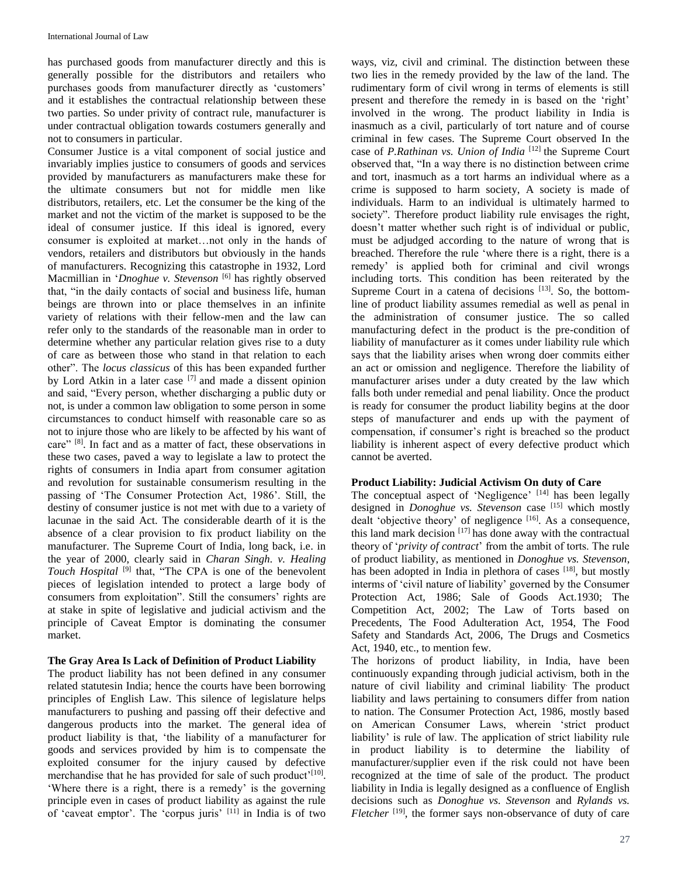has purchased goods from manufacturer directly and this is generally possible for the distributors and retailers who purchases goods from manufacturer directly as 'customers' and it establishes the contractual relationship between these two parties. So under privity of contract rule, manufacturer is under contractual obligation towards costumers generally and not to consumers in particular.

Consumer Justice is a vital component of social justice and invariably implies justice to consumers of goods and services provided by manufacturers as manufacturers make these for the ultimate consumers but not for middle men like distributors, retailers, etc. Let the consumer be the king of the market and not the victim of the market is supposed to be the ideal of consumer justice. If this ideal is ignored, every consumer is exploited at market…not only in the hands of vendors, retailers and distributors but obviously in the hands of manufacturers. Recognizing this catastrophe in 1932, Lord Macmillian in '*Dnoghue v. Stevenson* [6] has rightly observed that, "in the daily contacts of social and business life, human beings are thrown into or place themselves in an infinite variety of relations with their fellow-men and the law can refer only to the standards of the reasonable man in order to determine whether any particular relation gives rise to a duty of care as between those who stand in that relation to each other". The *locus classicus* of this has been expanded further by Lord Atkin in a later case [7] and made a dissent opinion and said, "Every person, whether discharging a public duty or not, is under a common law obligation to some person in some circumstances to conduct himself with reasonable care so as not to injure those who are likely to be affected by his want of care" [8]. In fact and as a matter of fact, these observations in these two cases, paved a way to legislate a law to protect the rights of consumers in India apart from consumer agitation and revolution for sustainable consumerism resulting in the passing of 'The Consumer Protection Act, 1986'. Still, the destiny of consumer justice is not met with due to a variety of lacunae in the said Act. The considerable dearth of it is the absence of a clear provision to fix product liability on the manufacturer. The Supreme Court of India, long back, i.e. in the year of 2000, clearly said in *Charan Singh. v. Healing Touch Hospital* [9] that, "The CPA is one of the benevolent pieces of legislation intended to protect a large body of consumers from exploitation". Still the consumers' rights are at stake in spite of legislative and judicial activism and the principle of Caveat Emptor is dominating the consumer market.

## The Gray Area Is Lack of Definition of Product Liability

The product liability has not been defined in any consumer related statutesin India; hence the courts have been borrowing principles of English Law. This silence of legislature helps manufacturers to pushing and passing off their defective and dangerous products into the market. The general idea of product liability is that, 'the liability of a manufacturer for goods and services provided by him is to compensate the exploited consumer for the injury caused by defective merchandise that he has provided for sale of such product'[10]. 'Where there is a right, there is a remedy' is the governing principle even in cases of product liability as against the rule of 'caveat emptor'. The 'corpus juris' [11] in India is of two ways, viz, civil and criminal. The distinction between these two lies in the remedy provided by the law of the land. The rudimentary form of civil wrong in terms of elements is still present and therefore the remedy in is based on the 'right' involved in the wrong. The product liability in India is inasmuch as a civil, particularly of tort nature and of course criminal in few cases. The Supreme Court observed In the case of *P.Rathinan vs. Union of India* [12] the Supreme Court observed that, "In a way there is no distinction between crime and tort, inasmuch as a tort harms an individual where as a crime is supposed to harm society, A society is made of individuals. Harm to an individual is ultimately harmed to society". Therefore product liability rule envisages the right, doesn't matter whether such right is of individual or public, must be adjudged according to the nature of wrong that is breached. Therefore the rule 'where there is a right, there is a remedy' is applied both for criminal and civil wrongs including torts. This condition has been reiterated by the Supreme Court in a catena of decisions [13]. So, the bottom-line of product liability assumes remedial as well as penal in the administration of consumer justice. The so called manufacturing defect in the product is the pre-condition of liability of manufacturer as it comes under liability rule which says that the liability arises when wrong doer commits either an act or omission and negligence. Therefore the liability of manufacturer arises under a duty created by the law which falls both under remedial and penal liability. Once the product is ready for consumer the product liability begins at the door steps of manufacturer and ends up with the payment of compensation, if consumer's right is breached so the product liability is inherent aspect of every defective product which cannot be averted.

## Product Liability: Judicial Activism On duty of Care

The conceptual aspect of 'Negligence' [14] has been legally designed in *Donoghue vs. Stevenson* case [15] which mostly dealt 'objective theory' of negligence [16]. As a consequence, this land mark decision [17] has done away with the contractual theory of '*privity of contract*' from the ambit of torts. The rule of product liability, as mentioned in *Donoghue vs. Stevenson*, has been adopted in India in plethora of cases [18], but mostly interms of 'civil nature of liability' governed by the Consumer Protection Act, 1986; Sale of Goods Act.1930; The Competition Act, 2002; The Law of Torts based on Precedents, The Food Adulteration Act, 1954, The Food Safety and Standards Act, 2006, The Drugs and Cosmetics Act, 1940, etc., to mention few.

The horizons of product liability, in India, have been continuously expanding through judicial activism, both in the nature of civil liability and criminal liability. The product liability and laws pertaining to consumers differ from nation to nation. The Consumer Protection Act, 1986, mostly based on American Consumer Laws, wherein 'strict product liability' is rule of law. The application of strict liability rule in product liability is to determine the liability of manufacturer/supplier even if the risk could not have been recognized at the time of sale of the product. The product liability in India is legally designed as a confluence of English decisions such as *Donoghue vs. Stevenson* and *Rylands vs. Fletcher* [19], the former says non-observance of duty of care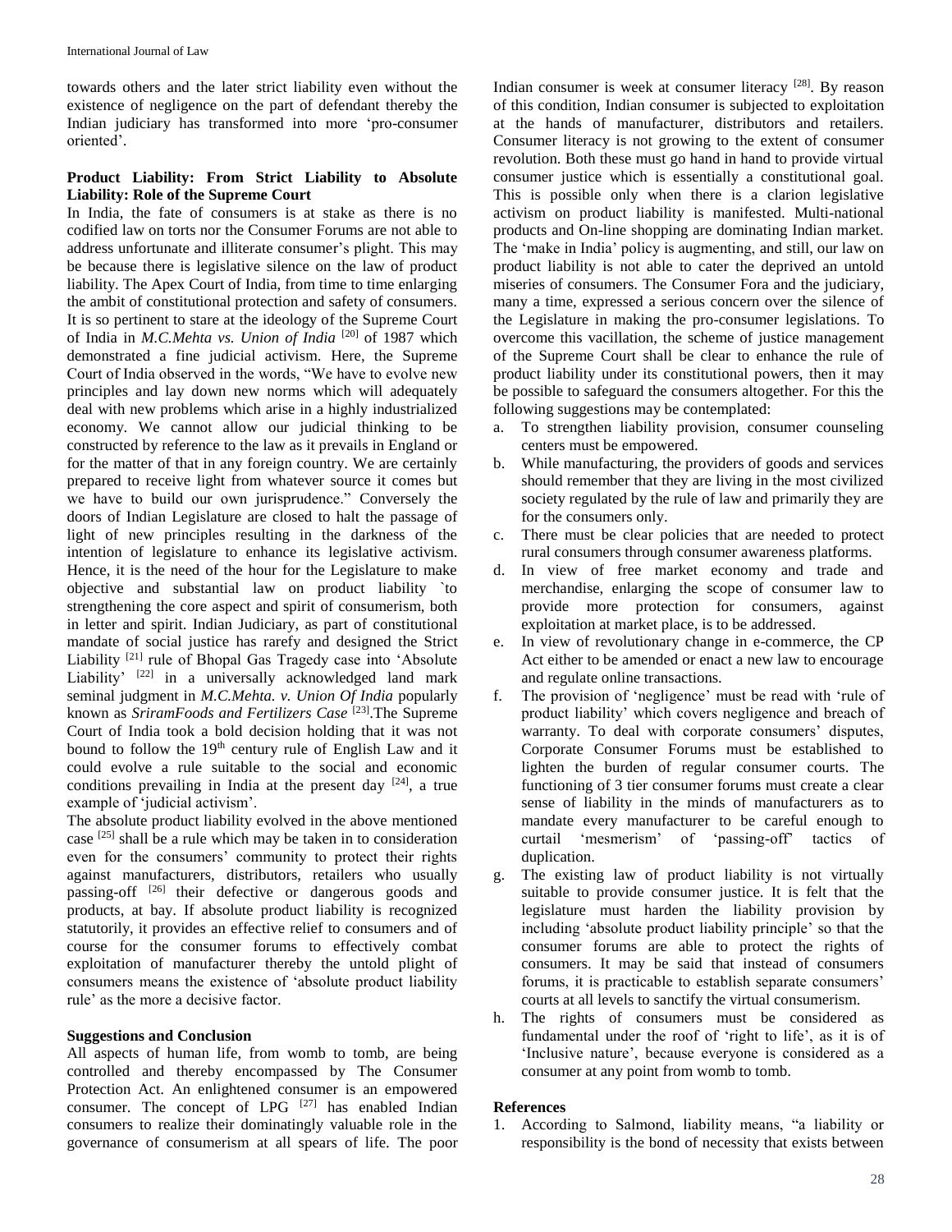towards others and the later strict liability even without the existence of negligence on the part of defendant thereby the Indian judiciary has transformed into more 'pro-consumer oriented'.

### Product Liability: From Strict Liability to Absolute Liability: Role of the Supreme Court

In India, the fate of consumers is at stake as there is no codified law on torts nor the Consumer Forums are not able to address unfortunate and illiterate consumer's plight. This may be because there is legislative silence on the law of product liability. The Apex Court of India, from time to time enlarging the ambit of constitutional protection and safety of consumers. It is so pertinent to stare at the ideology of the Supreme Court of India in *M.C.Mehta vs. Union of India* [20] of 1987 which demonstrated a fine judicial activism. Here, the Supreme Court of India observed in the words, "We have to evolve new principles and lay down new norms which will adequately deal with new problems which arise in a highly industrialized economy. We cannot allow our judicial thinking to be constructed by reference to the law as it prevails in England or for the matter of that in any foreign country. We are certainly prepared to receive light from whatever source it comes but we have to build our own jurisprudence." Conversely the doors of Indian Legislature are closed to halt the passage of light of new principles resulting in the darkness of the intention of legislature to enhance its legislative activism. Hence, it is the need of the hour for the Legislature to make objective and substantial law on product liability `to strengthening the core aspect and spirit of consumerism, both in letter and spirit. Indian Judiciary, as part of constitutional mandate of social justice has rarefy and designed the Strict Liability [21] rule of Bhopal Gas Tragedy case into 'Absolute Liability' [22] in a universally acknowledged land mark seminal judgment in *M.C.Mehta. v. Union Of India* popularly known as *SriramFoods and Fertilizers Case* [23].The Supreme Court of India took a bold decision holding that it was not bound to follow the 19th century rule of English Law and it could evolve a rule suitable to the social and economic conditions prevailing in India at the present day [24], a true example of 'judicial activism'.

The absolute product liability evolved in the above mentioned case [25] shall be a rule which may be taken in to consideration even for the consumers' community to protect their rights against manufacturers, distributors, retailers who usually passing-off [26] their defective or dangerous goods and products, at bay. If absolute product liability is recognized statutorily, it provides an effective relief to consumers and of course for the consumer forums to effectively combat exploitation of manufacturer thereby the untold plight of consumers means the existence of 'absolute product liability rule' as the more a decisive factor.

### Suggestions and Conclusion

All aspects of human life, from womb to tomb, are being controlled and thereby encompassed by The Consumer Protection Act. An enlightened consumer is an empowered consumer. The concept of LPG [27] has enabled Indian consumers to realize their dominatingly valuable role in the governance of consumerism at all spears of life. The poor Indian consumer is week at consumer literacy [28]. By reason of this condition, Indian consumer is subjected to exploitation at the hands of manufacturer, distributors and retailers. Consumer literacy is not growing to the extent of consumer revolution. Both these must go hand in hand to provide virtual consumer justice which is essentially a constitutional goal. This is possible only when there is a clarion legislative activism on product liability is manifested. Multi-national products and On-line shopping are dominating Indian market. The 'make in India' policy is augmenting, and still, our law on product liability is not able to cater the deprived an untold miseries of consumers. The Consumer Fora and the judiciary, many a time, expressed a serious concern over the silence of the Legislature in making the pro-consumer legislations. To overcome this vacillation, the scheme of justice management of the Supreme Court shall be clear to enhance the rule of product liability under its constitutional powers, then it may be possible to safeguard the consumers altogether. For this the following suggestions may be contemplated:

a. To strengthen liability provision, consumer counseling centers must be empowered.
b. While manufacturing, the providers of goods and services should remember that they are living in the most civilized society regulated by the rule of law and primarily they are for the consumers only.
c. There must be clear policies that are needed to protect rural consumers through consumer awareness platforms.
d. In view of free market economy and trade and merchandise, enlarging the scope of consumer law to provide more protection for consumers, against exploitation at market place, is to be addressed.
e. In view of revolutionary change in e-commerce, the CP Act either to be amended or enact a new law to encourage and regulate online transactions.
f. The provision of 'negligence' must be read with 'rule of product liability' which covers negligence and breach of warranty. To deal with corporate consumers' disputes, Corporate Consumer Forums must be established to lighten the burden of regular consumer courts. The functioning of 3 tier consumer forums must create a clear sense of liability in the minds of manufacturers as to mandate every manufacturer to be careful enough to curtail 'mesmerism' of 'passing-off' tactics of duplication.
g. The existing law of product liability is not virtually suitable to provide consumer justice. It is felt that the legislature must harden the liability provision by including 'absolute product liability principle' so that the consumer forums are able to protect the rights of consumers. It may be said that instead of consumers forums, it is practicable to establish separate consumers' courts at all levels to sanctify the virtual consumerism.
h. The rights of consumers must be considered as fundamental under the roof of 'right to life', as it is of 'Inclusive nature', because everyone is considered as a consumer at any point from womb to tomb.

### References

1. According to Salmond, liability means, "a liability or responsibility is the bond of necessity that exists between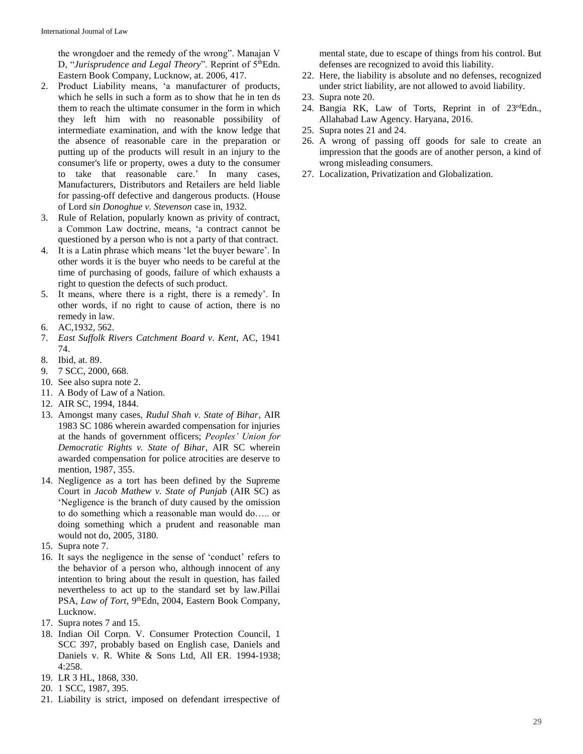the wrongdoer and the remedy of the wrong". Manajan V D, "*Jurisprudence and Legal Theory*". Reprint of 5thEdn. Eastern Book Company, Lucknow, at. 2006, 417.

2. Product Liability means, 'a manufacturer of products, which he sells in such a form as to show that he in ten ds them to reach the ultimate consumer in the form in which they left him with no reasonable possibility of intermediate examination, and with the know ledge that the absence of reasonable care in the preparation or putting up of the products will result in an injury to the consumer's life or property, owes a duty to the consumer to take that reasonable care.' In many cases, Manufacturers, Distributors and Retailers are held liable for passing-off defective and dangerous products. (House of Lord s*in Donoghue v. Stevenson* case in, 1932.
3. Rule of Relation, popularly known as privity of contract, a Common Law doctrine, means, 'a contract cannot be questioned by a person who is not a party of that contract.
4. It is a Latin phrase which means 'let the buyer beware'. In other words it is the buyer who needs to be careful at the time of purchasing of goods, failure of which exhausts a right to question the defects of such product.
5. It means, where there is a right, there is a remedy'. In other words, if no right to cause of action, there is no remedy in law.
6. AC,1932, 562.
7. *East Suffolk Rivers Catchment Board v. Kent*, AC, 1941 74.
8. Ibid, at. 89.
9. 7 SCC, 2000, 668.
10. See also supra note 2.
11. A Body of Law of a Nation.
12. AIR SC, 1994, 1844.
13. Amongst many cases, *Rudul Shah v. State of Bihar*, AIR 1983 SC 1086 wherein awarded compensation for injuries at the hands of government officers; *Peoples' Union for Democratic Rights v. State of Bihar*, AIR SC wherein awarded compensation for police atrocities are deserve to mention, 1987, 355.
14. Negligence as a tort has been defined by the Supreme Court in *Jacob Mathew v. State of Punjab* (AIR SC) as 'Negligence is the branch of duty caused by the omission to do something which a reasonable man would do….. or doing something which a prudent and reasonable man would not do, 2005, 3180.
15. Supra note 7.
16. It says the negligence in the sense of 'conduct' refers to the behavior of a person who, although innocent of any intention to bring about the result in question, has failed nevertheless to act up to the standard set by law.Pillai PSA, *Law of Tort*, 9thEdn, 2004, Eastern Book Company, Lucknow.
17. Supra notes 7 and 15.
18. Indian Oil Corpn. V. Consumer Protection Council, 1 SCC 397, probably based on English case, Daniels and Daniels v. R. White & Sons Ltd, All ER. 1994-1938; 4:258.
19. LR 3 HL, 1868, 330.
20. 1 SCC, 1987, 395.
21. Liability is strict, imposed on defendant irrespective of mental state, due to escape of things from his control. But defenses are recognized to avoid this liability.
22. Here, the liability is absolute and no defenses, recognized under strict liability, are not allowed to avoid liability.
23. Supra note 20.
24. Bangia RK, Law of Torts, Reprint in of 23rdEdn., Allahabad Law Agency. Haryana, 2016.
25. Supra notes 21 and 24.
26. A wrong of passing off goods for sale to create an impression that the goods are of another person, a kind of wrong misleading consumers.
27. Localization, Privatization and Globalization.